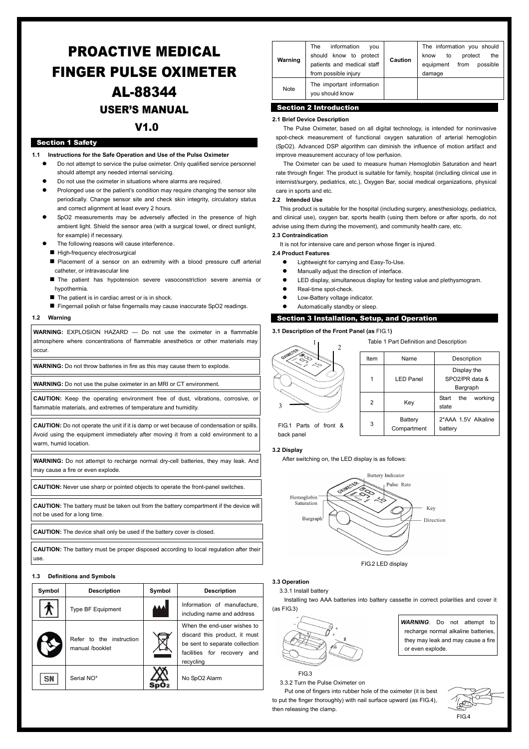# PROACTIVE MEDICAL FINGER PULSE OXIMETER AL-88344

## USER'S MANUAL

## V1.0

## Section 1 Safety

**1.1 Instructions for the Safe Operation and Use of the Pulse Oximeter**

- Do not attempt to service the pulse oximeter. Only qualified service personnel should attempt any needed internal servicing.
- Do not use the oximeter in situations where alarms are required.
- Prolonged use or the patient's condition may require changing the sensor site periodically. Change sensor site and check skin integrity, circulatory status and correct alignment at least every 2 hours.
- SpO2 measurements may be adversely affected in the presence of high ambient light. Shield the sensor area (with a surgical towel, or direct sunlight, for example) if necessary.
- The following reasons will cause interference.
  - High-frequency electrosurgical
  - Placement of a sensor on an extremity with a blood pressure cuff arterial catheter, or intravascular line
  - The patient has hypotension severe vasoconstriction severe anemia or hypothermia.
  - The patient is in cardiac arrest or is in shock.
  - Fingernail polish or false fingernails may cause inaccurate SpO2 readings.

**1.2 Warning**

**WARNING:** EXPLOSION HAZARD — Do not use the oximeter in a flammable atmosphere where concentrations of flammable anesthetics or other materials may occur.

**WARNING:** Do not throw batteries in fire as this may cause them to explode.

**WARNING:** Do not use the pulse oximeter in an MRI or CT environment.

**CAUTION:** Keep the operating environment free of dust, vibrations, corrosive, or flammable materials, and extremes of temperature and humidity.

**CAUTION:** Do not operate the unit if it is damp or wet because of condensation or spills. Avoid using the equipment immediately after moving it from a cold environment to a warm, humid location.

**WARNING:** Do not attempt to recharge normal dry-cell batteries, they may leak. And may cause a fire or even explode.

**CAUTION:** Never use sharp or pointed objects to operate the front-panel switches.

**CAUTION:** The battery must be taken out from the battery compartment if the device will not be used for a long time.

**CAUTION:** The device shall only be used if the battery cover is closed.

**CAUTION:** The battery must be proper disposed according to local regulation after their use.

**1.3 Definitions and Symbols**

| Symbol | Description | Symbol | Description |
|---|---|---|---|
| | Type BF Equipment | | Information of manufacture, including name and address |
| | Refer to the instruction manual /booklet | | When the end-user wishes to discard this product, it must be sent to separate collection facilities for recovery and recycling |
| SN | Serial NO* | | No SpO2 Alarm |

| Warning | The information you should know to protect patients and medical staff from possible injury | Caution | The information you should know to protect the equipment from possible damage |
|---|---|---|---|
| Note | The important information you should know | | |

## Section 2 Introduction

**2.1 Brief Device Description**

The Pulse Oximeter, based on all digital technology, is intended for noninvasive spot-check measurement of functional oxygen saturation of arterial hemoglobin (SpO2). Advanced DSP algorithm can diminish the influence of motion artifact and improve measurement accuracy of low perfusion.

The Oximeter can be used to measure human Hemoglobin Saturation and heart rate through finger. The product is suitable for family, hospital (including clinical use in internist/surgery, pediatrics, etc.), Oxygen Bar, social medical organizations, physical care in sports and etc.

**2.2 Intended Use**

This product is suitable for the hospital (including surgery, anesthesiology, pediatrics, and clinical use), oxygen bar, sports health (using them before or after sports, do not advise using them during the movement), and community health care, etc.

**2.3 Contraindication**

It is not for intensive care and person whose finger is injured.

**2.4 Product Features**

- Lightweight for carrying and Easy-To-Use.
- Manually adjust the direction of interface.
- LED display, simultaneous display for testing value and plethysmogram.
- Real-time spot-check.
- Low-Battery voltage indicator.
- Automatically standby or sleep.

## Section 3 Installation, Setup, and Operation

**3.1 Description of the Front Panel (as FIG.1)**

FIG.1 Parts of front & back panel

Table 1 Part Definition and Description

| Item | Name | Description |
|---|---|---|
| 1 | LED Panel | Display the SPO2/PR data & Bargraph |
| 2 | Key | Start the working state |
| 3 | Battery Compartment | 2*AAA 1.5V Alkaline battery |

**3.2 Display**

After switching on, the LED display is as follows:

FIG.2 LED display

**3.3 Operation**

3.3.1 Install battery

Installing two AAA batteries into battery cassette in correct polarities and cover it (as FIG.3)

FIG.3

***WARNING***: Do not attempt to recharge normal alkaline batteries, they may leak and may cause a fire or even explode.

3.3.2 Turn the Pulse Oximeter on

Put one of fingers into rubber hole of the oximeter (it is best to put the finger thoroughly) with nail surface upward (as FIG.4), then releasing the clamp.

FIG.4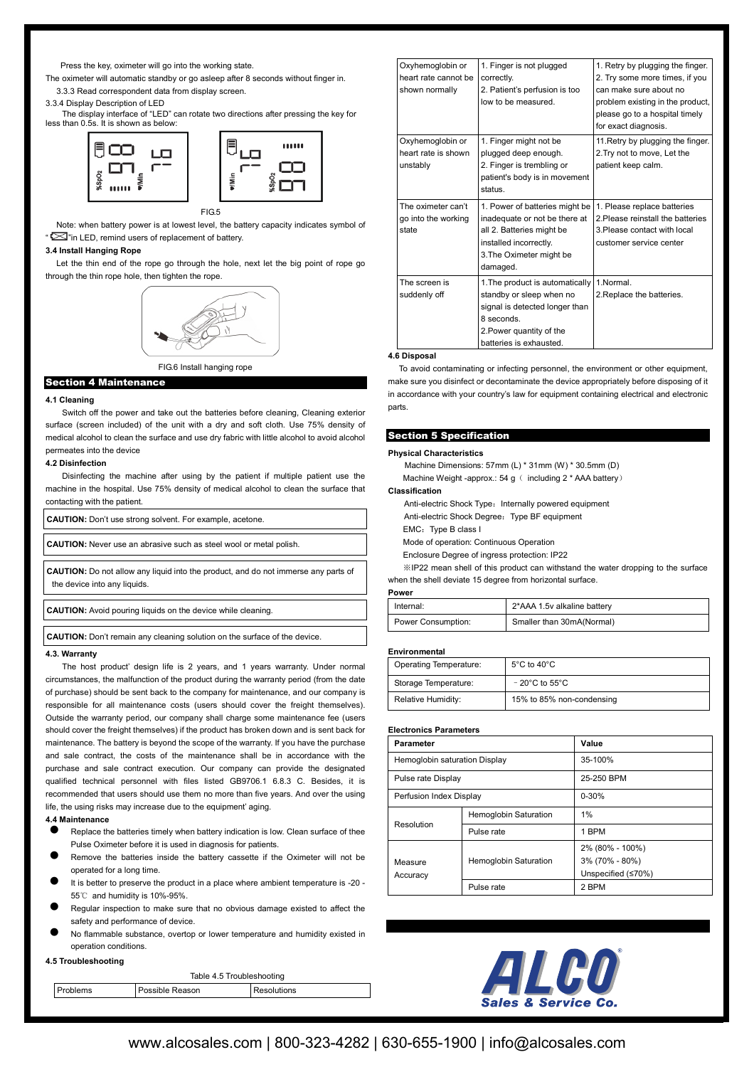Press the key, oximeter will go into the working state.

The oximeter will automatic standby or go asleep after 8 seconds without finger in.

3.3.3 Read correspondent data from display screen.

3.3.4 Display Description of LED

The display interface of "LED" can rotate two directions after pressing the key for less than 0.5s. It is shown as below:

FIG.5

Note: when battery power is at lowest level, the battery capacity indicates symbol of "✉" in LED, remind users of replacement of battery.

### 3.4 Install Hanging Rope

Let the thin end of the rope go through the hole, next let the big point of rope go through the thin rope hole, then tighten the rope.

FIG.6 Install hanging rope

## Section 4 Maintenance

### 4.1 Cleaning

Switch off the power and take out the batteries before cleaning, Cleaning exterior surface (screen included) of the unit with a dry and soft cloth. Use 75% density of medical alcohol to clean the surface and use dry fabric with little alcohol to avoid alcohol permeates into the device

### 4.2 Disinfection

Disinfecting the machine after using by the patient if multiple patient use the machine in the hospital. Use 75% density of medical alcohol to clean the surface that contacting with the patient.

**CAUTION:** Don't use strong solvent. For example, acetone.

**CAUTION:** Never use an abrasive such as steel wool or metal polish.

**CAUTION:** Do not allow any liquid into the product, and do not immerse any parts of the device into any liquids.

**CAUTION:** Avoid pouring liquids on the device while cleaning.

**CAUTION:** Don't remain any cleaning solution on the surface of the device.

### 4.3. Warranty

The host product' design life is 2 years, and 1 years warranty. Under normal circumstances, the malfunction of the product during the warranty period (from the date of purchase) should be sent back to the company for maintenance, and our company is responsible for all maintenance costs (users should cover the freight themselves). Outside the warranty period, our company shall charge some maintenance fee (users should cover the freight themselves) if the product has broken down and is sent back for maintenance. The battery is beyond the scope of the warranty. If you have the purchase and sale contract, the costs of the maintenance shall be in accordance with the purchase and sale contract execution. Our company can provide the designated qualified technical personnel with files listed GB9706.1 6.8.3 C. Besides, it is recommended that users should use them no more than five years. And over the using life, the using risks may increase due to the equipment' aging.

### 4.4 Maintenance

- Replace the batteries timely when battery indication is low. Clean surface of thee Pulse Oximeter before it is used in diagnosis for patients.
- Remove the batteries inside the battery cassette if the Oximeter will not be operated for a long time.
- It is better to preserve the product in a place where ambient temperature is -20 - 55℃ and humidity is 10%-95%.
- Regular inspection to make sure that no obvious damage existed to affect the safety and performance of device.
- No flammable substance, overtop or lower temperature and humidity existed in operation conditions.

### 4.5 Troubleshooting

Table 4.5 Troubleshooting

| Problems | Possible Reason | Resolutions |
|---|---|---|
| Oxyhemoglobin or heart rate cannot be shown normally | 1. Finger is not plugged correctly. 2. Patient's perfusion is too low to be measured. | 1. Retry by plugging the finger. 2. Try some more times, if you can make sure about no problem existing in the product, please go to a hospital timely for exact diagnosis. |
| Oxyhemoglobin or heart rate is shown unstably | 1. Finger might not be plugged deep enough. 2. Finger is trembling or patient's body is in movement status. | 11.Retry by plugging the finger. 2.Try not to move, Let the patient keep calm. |
| The oximeter can't go into the working state | 1. Power of batteries might be inadequate or not be there at all 2. Batteries might be installed incorrectly. 3.The Oximeter might be damaged. | 1. Please replace batteries 2.Please reinstall the batteries 3.Please contact with local customer service center |
| The screen is suddenly off | 1.The product is automatically standby or sleep when no signal is detected longer than 8 seconds. 2.Power quantity of the batteries is exhausted. | 1.Normal. 2.Replace the batteries. |

### 4.6 Disposal

To avoid contaminating or infecting personnel, the environment or other equipment, make sure you disinfect or decontaminate the device appropriately before disposing of it in accordance with your country's law for equipment containing electrical and electronic parts.

## Section 5 Specification

**Physical Characteristics**

Machine Dimensions: 57mm (L) * 31mm (W) * 30.5mm (D)

Machine Weight -approx.: 54 g（ including 2 * AAA battery）

**Classification**

Anti-electric Shock Type：Internally powered equipment

Anti-electric Shock Degree：Type BF equipment

EMC：Type B class I

Mode of operation: Continuous Operation

Enclosure Degree of ingress protection: IP22

※IP22 mean shell of this product can withstand the water dropping to the surface when the shell deviate 15 degree from horizontal surface.

**Power**

| | |
|---|---|
| Internal: | 2*AAA 1.5v alkaline battery |
| Power Consumption: | Smaller than 30mA(Normal) |

**Environmental**

| | |
|---|---|
| Operating Temperature: | 5°C to 40°C |
| Storage Temperature: | ﹣20°C to 55°C |
| Relative Humidity: | 15% to 85% non-condensing |

**Electronics Parameters**

| Parameter | | Value |
|---|---|---|
| Hemoglobin saturation Display | | 35-100% |
| Pulse rate Display | | 25-250 BPM |
| Perfusion Index Display | | 0-30% |
| Resolution | Hemoglobin Saturation | 1% |
| | Pulse rate | 1 BPM |
| Measure Accuracy | Hemoglobin Saturation | 2% (80% - 100%) 3% (70% - 80%) Unspecified (≤70%) |
| | Pulse rate | 2 BPM |

ALCO Sales & Service Co.

www.alcosales.com | 800-323-4282 | 630-655-1900 | info@alcosales.com